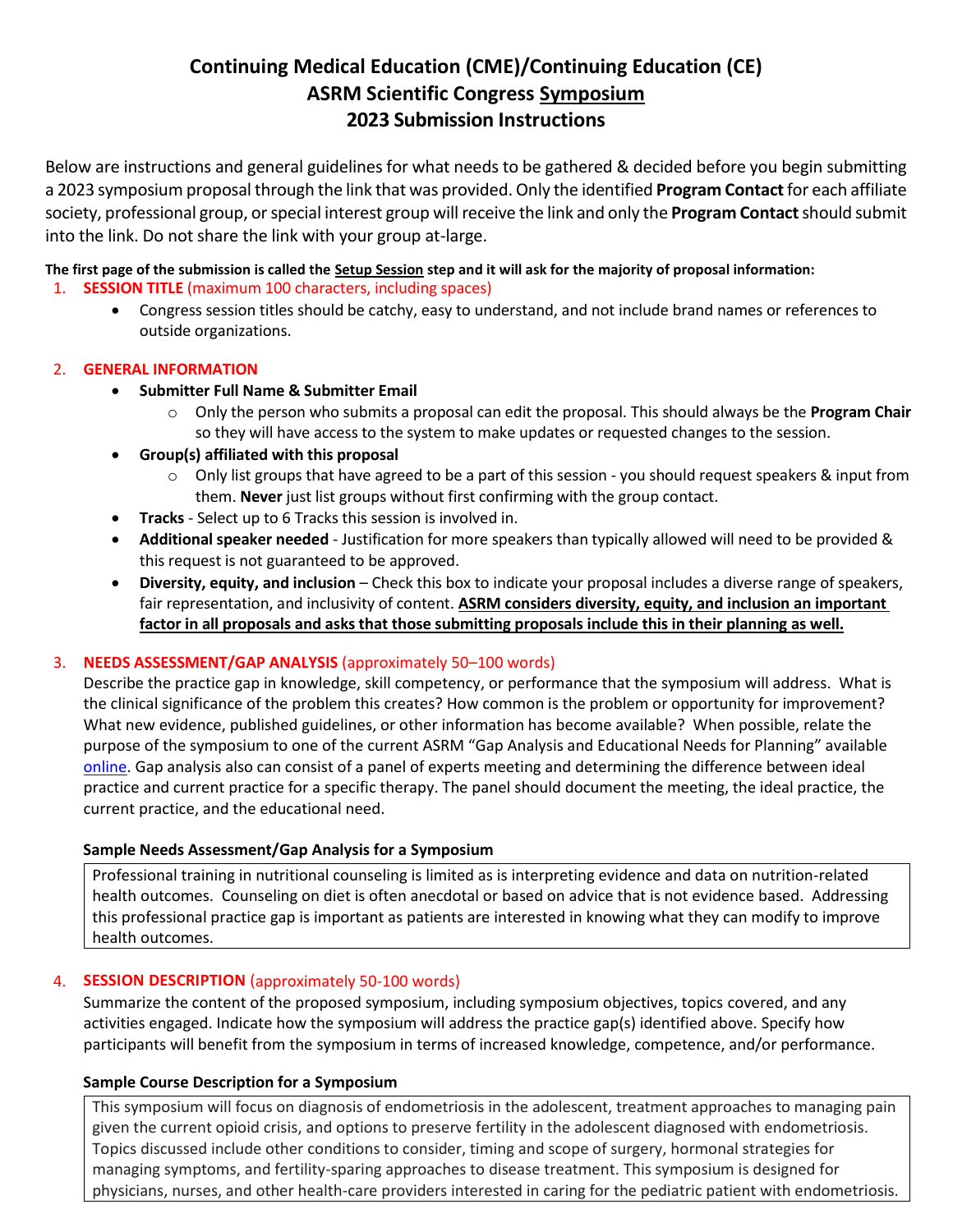# Continuing Medical Education (CME)/Continuing Education (CE)
# ASRM Scientific Congress Symposium
# 2023 Submission Instructions

Below are instructions and general guidelines for what needs to be gathered & decided before you begin submitting a 2023 symposium proposal through the link that was provided. Only the identified **Program Contact** for each affiliate society, professional group, or special interest group will receive the link and only the **Program Contact** should submit into the link. Do not share the link with your group at-large.

**The first page of the submission is called the Setup Session step and it will ask for the majority of proposal information:**

1. **SESSION TITLE** (maximum 100 characters, including spaces)
   - Congress session titles should be catchy, easy to understand, and not include brand names or references to outside organizations.

2. **GENERAL INFORMATION**
   - **Submitter Full Name & Submitter Email**
     - Only the person who submits a proposal can edit the proposal. This should always be the **Program Chair** so they will have access to the system to make updates or requested changes to the session.
   - **Group(s) affiliated with this proposal**
     - Only list groups that have agreed to be a part of this session - you should request speakers & input from them. **Never** just list groups without first confirming with the group contact.
   - **Tracks** - Select up to 6 Tracks this session is involved in.
   - **Additional speaker needed** - Justification for more speakers than typically allowed will need to be provided & this request is not guaranteed to be approved.
   - **Diversity, equity, and inclusion** – Check this box to indicate your proposal includes a diverse range of speakers, fair representation, and inclusivity of content. **ASRM considers diversity, equity, and inclusion an important factor in all proposals and asks that those submitting proposals include this in their planning as well.**

3. **NEEDS ASSESSMENT/GAP ANALYSIS** (approximately 50–100 words)
   Describe the practice gap in knowledge, skill competency, or performance that the symposium will address. What is the clinical significance of the problem this creates? How common is the problem or opportunity for improvement? What new evidence, published guidelines, or other information has become available? When possible, relate the purpose of the symposium to one of the current ASRM "Gap Analysis and Educational Needs for Planning" available online. Gap analysis also can consist of a panel of experts meeting and determining the difference between ideal practice and current practice for a specific therapy. The panel should document the meeting, the ideal practice, the current practice, and the educational need.

   **Sample Needs Assessment/Gap Analysis for a Symposium**

   > Professional training in nutritional counseling is limited as is interpreting evidence and data on nutrition-related health outcomes. Counseling on diet is often anecdotal or based on advice that is not evidence based. Addressing this professional practice gap is important as patients are interested in knowing what they can modify to improve health outcomes.

4. **SESSION DESCRIPTION** (approximately 50-100 words)
   Summarize the content of the proposed symposium, including symposium objectives, topics covered, and any activities engaged. Indicate how the symposium will address the practice gap(s) identified above. Specify how participants will benefit from the symposium in terms of increased knowledge, competence, and/or performance.

   **Sample Course Description for a Symposium**

   > This symposium will focus on diagnosis of endometriosis in the adolescent, treatment approaches to managing pain given the current opioid crisis, and options to preserve fertility in the adolescent diagnosed with endometriosis. Topics discussed include other conditions to consider, timing and scope of surgery, hormonal strategies for managing symptoms, and fertility-sparing approaches to disease treatment. This symposium is designed for physicians, nurses, and other health-care providers interested in caring for the pediatric patient with endometriosis.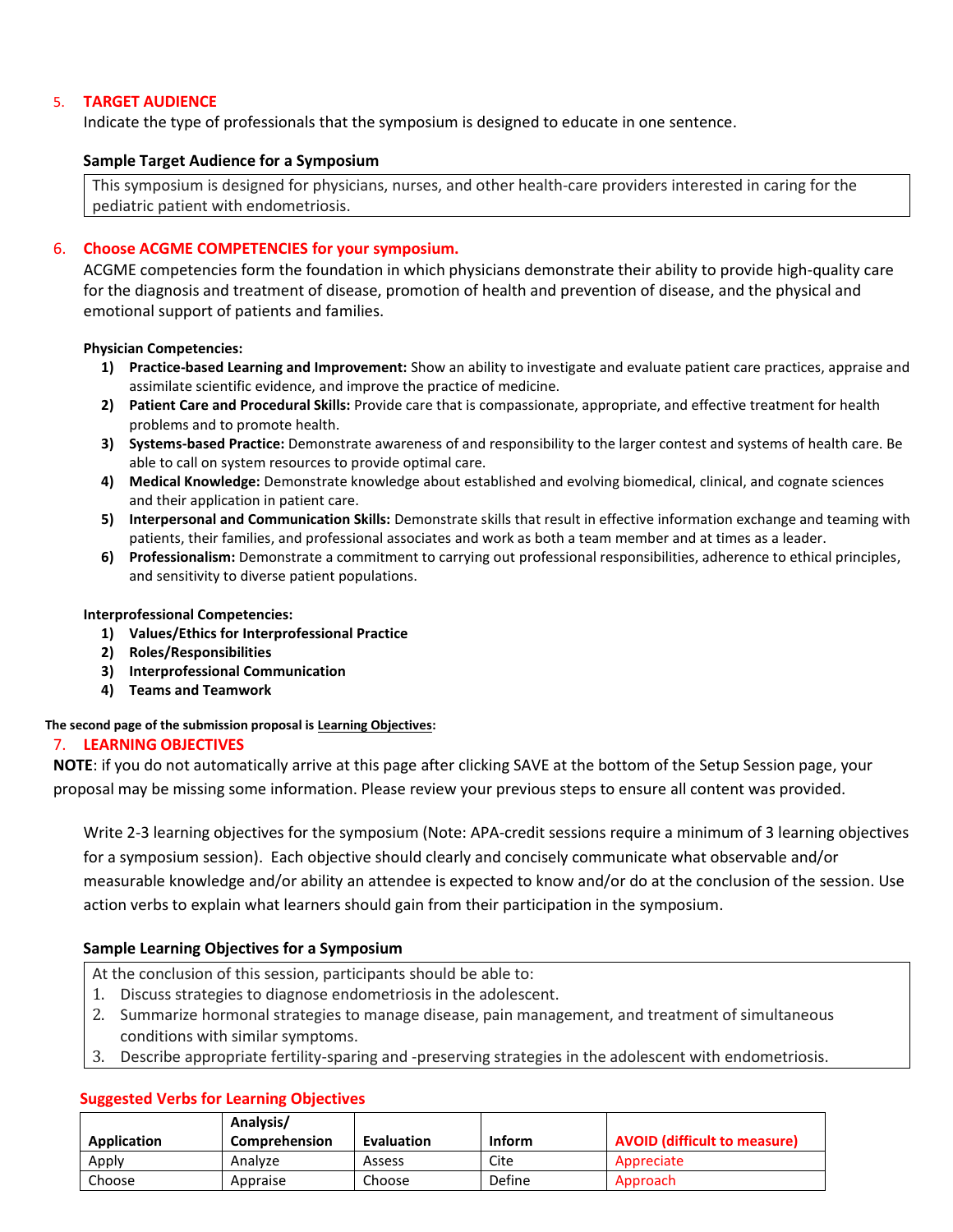5. **TARGET AUDIENCE**

Indicate the type of professionals that the symposium is designed to educate in one sentence.

**Sample Target Audience for a Symposium**

> This symposium is designed for physicians, nurses, and other health-care providers interested in caring for the pediatric patient with endometriosis.

6. **Choose ACGME COMPETENCIES for your symposium.**

ACGME competencies form the foundation in which physicians demonstrate their ability to provide high-quality care for the diagnosis and treatment of disease, promotion of health and prevention of disease, and the physical and emotional support of patients and families.

**Physician Competencies:**

1) **Practice-based Learning and Improvement:** Show an ability to investigate and evaluate patient care practices, appraise and assimilate scientific evidence, and improve the practice of medicine.
2) **Patient Care and Procedural Skills:** Provide care that is compassionate, appropriate, and effective treatment for health problems and to promote health.
3) **Systems-based Practice:** Demonstrate awareness of and responsibility to the larger contest and systems of health care. Be able to call on system resources to provide optimal care.
4) **Medical Knowledge:** Demonstrate knowledge about established and evolving biomedical, clinical, and cognate sciences and their application in patient care.
5) **Interpersonal and Communication Skills:** Demonstrate skills that result in effective information exchange and teaming with patients, their families, and professional associates and work as both a team member and at times as a leader.
6) **Professionalism:** Demonstrate a commitment to carrying out professional responsibilities, adherence to ethical principles, and sensitivity to diverse patient populations.

**Interprofessional Competencies:**

1) **Values/Ethics for Interprofessional Practice**
2) **Roles/Responsibilities**
3) **Interprofessional Communication**
4) **Teams and Teamwork**

**The second page of the submission proposal is Learning Objectives:**

7. **LEARNING OBJECTIVES**

**NOTE**: if you do not automatically arrive at this page after clicking SAVE at the bottom of the Setup Session page, your proposal may be missing some information. Please review your previous steps to ensure all content was provided.

Write 2-3 learning objectives for the symposium (Note: APA-credit sessions require a minimum of 3 learning objectives for a symposium session). Each objective should clearly and concisely communicate what observable and/or measurable knowledge and/or ability an attendee is expected to know and/or do at the conclusion of the session. Use action verbs to explain what learners should gain from their participation in the symposium.

**Sample Learning Objectives for a Symposium**

> At the conclusion of this session, participants should be able to:
> 1. Discuss strategies to diagnose endometriosis in the adolescent.
> 2. Summarize hormonal strategies to manage disease, pain management, and treatment of simultaneous conditions with similar symptoms.
> 3. Describe appropriate fertility-sparing and -preserving strategies in the adolescent with endometriosis.

**Suggested Verbs for Learning Objectives**

| Application | Analysis/ Comprehension | Evaluation | Inform | AVOID (difficult to measure) |
|---|---|---|---|---|
| Apply | Analyze | Assess | Cite | Appreciate |
| Choose | Appraise | Choose | Define | Approach |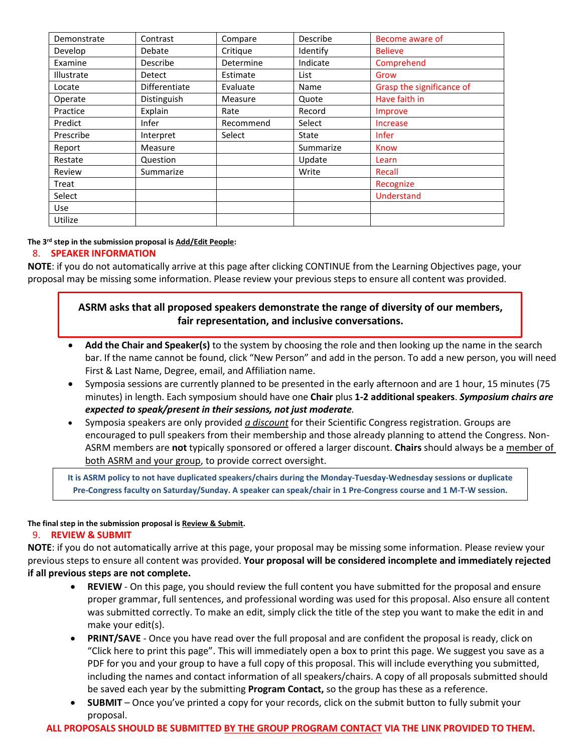| | | | | |
|---|---|---|---|---|
| Demonstrate | Contrast | Compare | Describe | Become aware of |
| Develop | Debate | Critique | Identify | Believe |
| Examine | Describe | Determine | Indicate | Comprehend |
| Illustrate | Detect | Estimate | List | Grow |
| Locate | Differentiate | Evaluate | Name | Grasp the significance of |
| Operate | Distinguish | Measure | Quote | Have faith in |
| Practice | Explain | Rate | Record | Improve |
| Predict | Infer | Recommend | Select | Increase |
| Prescribe | Interpret | Select | State | Infer |
| Report | Measure | | Summarize | Know |
| Restate | Question | | Update | Learn |
| Review | Summarize | | Write | Recall |
| Treat | | | | Recognize |
| Select | | | | Understand |
| Use | | | | |
| Utilize | | | | |

**The 3rd step in the submission proposal is <u>Add/Edit People</u>:**

## 8. SPEAKER INFORMATION

**NOTE**: if you do not automatically arrive at this page after clicking CONTINUE from the Learning Objectives page, your proposal may be missing some information. Please review your previous steps to ensure all content was provided.

> **ASRM asks that all proposed speakers demonstrate the range of diversity of our members, fair representation, and inclusive conversations.**

- **Add the Chair and Speaker(s)** to the system by choosing the role and then looking up the name in the search bar. If the name cannot be found, click "New Person" and add in the person. To add a new person, you will need First & Last Name, Degree, email, and Affiliation name.
- Symposia sessions are currently planned to be presented in the early afternoon and are 1 hour, 15 minutes (75 minutes) in length. Each symposium should have one **Chair** plus **1-2 additional speakers**. ***Symposium chairs are expected to speak/present in their sessions, not just moderate.***
- Symposia speakers are only provided *<u>a discount</u>* for their Scientific Congress registration. Groups are encouraged to pull speakers from their membership and those already planning to attend the Congress. Non-ASRM members are **not** typically sponsored or offered a larger discount. **Chairs** should always be a <u>member of both ASRM and your group</u>, to provide correct oversight.

> **It is ASRM policy to not have duplicated speakers/chairs during the Monday-Tuesday-Wednesday sessions or duplicate Pre-Congress faculty on Saturday/Sunday. A speaker can speak/chair in 1 Pre-Congress course and 1 M-T-W session.**

**The final step in the submission proposal is <u>Review & Submit</u>.**

## 9. REVIEW & SUBMIT

**NOTE**: if you do not automatically arrive at this page, your proposal may be missing some information. Please review your previous steps to ensure all content was provided. **Your proposal will be considered incomplete and immediately rejected if all previous steps are not complete.**

- **REVIEW** - On this page, you should review the full content you have submitted for the proposal and ensure proper grammar, full sentences, and professional wording was used for this proposal. Also ensure all content was submitted correctly. To make an edit, simply click the title of the step you want to make the edit in and make your edit(s).
- **PRINT/SAVE** - Once you have read over the full proposal and are confident the proposal is ready, click on "Click here to print this page". This will immediately open a box to print this page. We suggest you save as a PDF for you and your group to have a full copy of this proposal. This will include everything you submitted, including the names and contact information of all speakers/chairs. A copy of all proposals submitted should be saved each year by the submitting **Program Contact,** so the group has these as a reference.
- **SUBMIT** – Once you've printed a copy for your records, click on the submit button to fully submit your proposal.

**ALL PROPOSALS SHOULD BE SUBMITTED <u>BY THE GROUP PROGRAM CONTACT</u> VIA THE LINK PROVIDED TO THEM.**